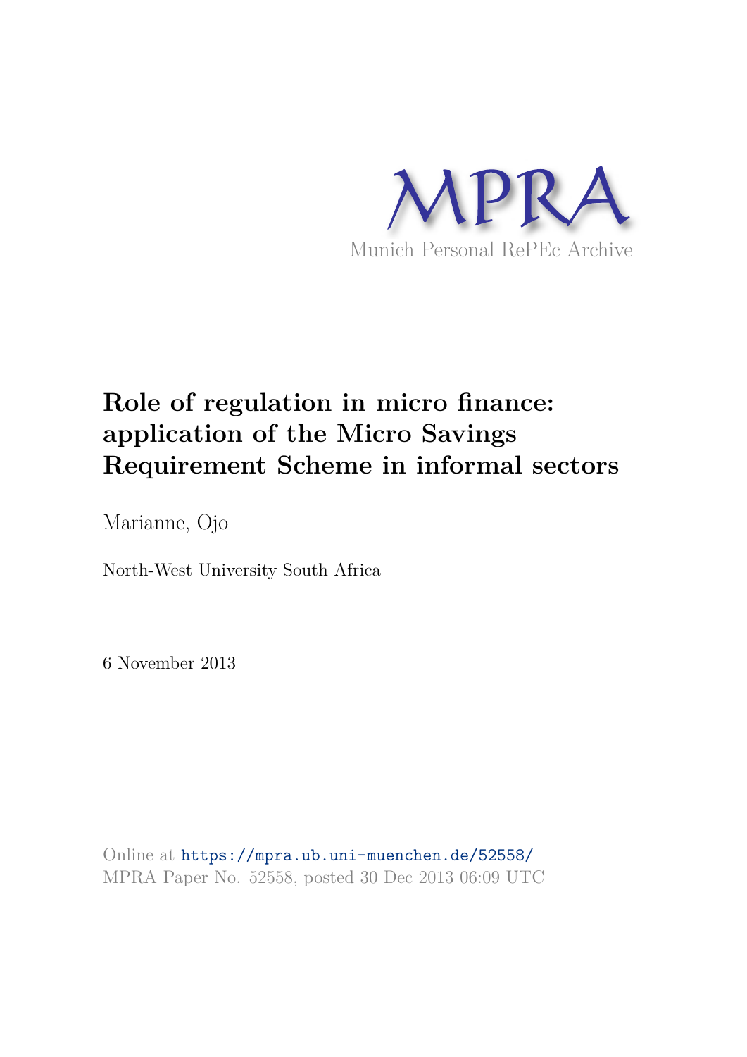MPRA

Munich Personal RePEc Archive

# Role of regulation in micro finance: application of the Micro Savings Requirement Scheme in informal sectors

Marianne, Ojo

North-West University South Africa

6 November 2013

Online at https://mpra.ub.uni-muenchen.de/52558/
MPRA Paper No. 52558, posted 30 Dec 2013 06:09 UTC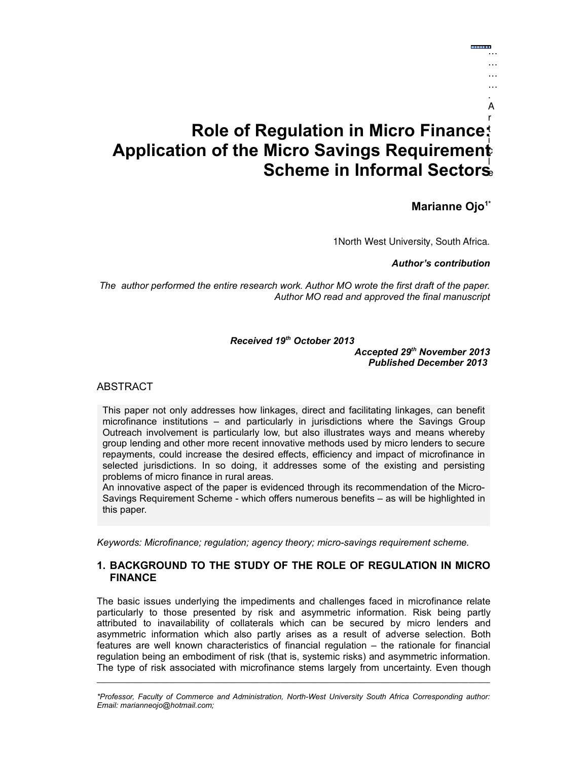# Role of Regulation in Micro Finance: Application of the Micro Savings Requirement Scheme in Informal Sectors

**Marianne Ojo[1*]**

1North West University, South Africa.

***Author's contribution***

*The author performed the entire research work. Author MO wrote the first draft of the paper. Author MO read and approved the final manuscript*

***Received 19th October 2013***
***Accepted 29th November 2013***
***Published December 2013***

## ABSTRACT

This paper not only addresses how linkages, direct and facilitating linkages, can benefit microfinance institutions – and particularly in jurisdictions where the Savings Group Outreach involvement is particularly low, but also illustrates ways and means whereby group lending and other more recent innovative methods used by micro lenders to secure repayments, could increase the desired effects, efficiency and impact of microfinance in selected jurisdictions. In so doing, it addresses some of the existing and persisting problems of micro finance in rural areas.

An innovative aspect of the paper is evidenced through its recommendation of the Micro-Savings Requirement Scheme - which offers numerous benefits – as will be highlighted in this paper.

*Keywords: Microfinance; regulation; agency theory; micro-savings requirement scheme.*

## 1. BACKGROUND TO THE STUDY OF THE ROLE OF REGULATION IN MICRO FINANCE

The basic issues underlying the impediments and challenges faced in microfinance relate particularly to those presented by risk and asymmetric information. Risk being partly attributed to inavailability of collaterals which can be secured by micro lenders and asymmetric information which also partly arises as a result of adverse selection. Both features are well known characteristics of financial regulation – the rationale for financial regulation being an embodiment of risk (that is, systemic risks) and asymmetric information. The type of risk associated with microfinance stems largely from uncertainty. Even though

---

*\*Professor, Faculty of Commerce and Administration, North-West University South Africa Corresponding author: Email: marianneojo@hotmail.com;*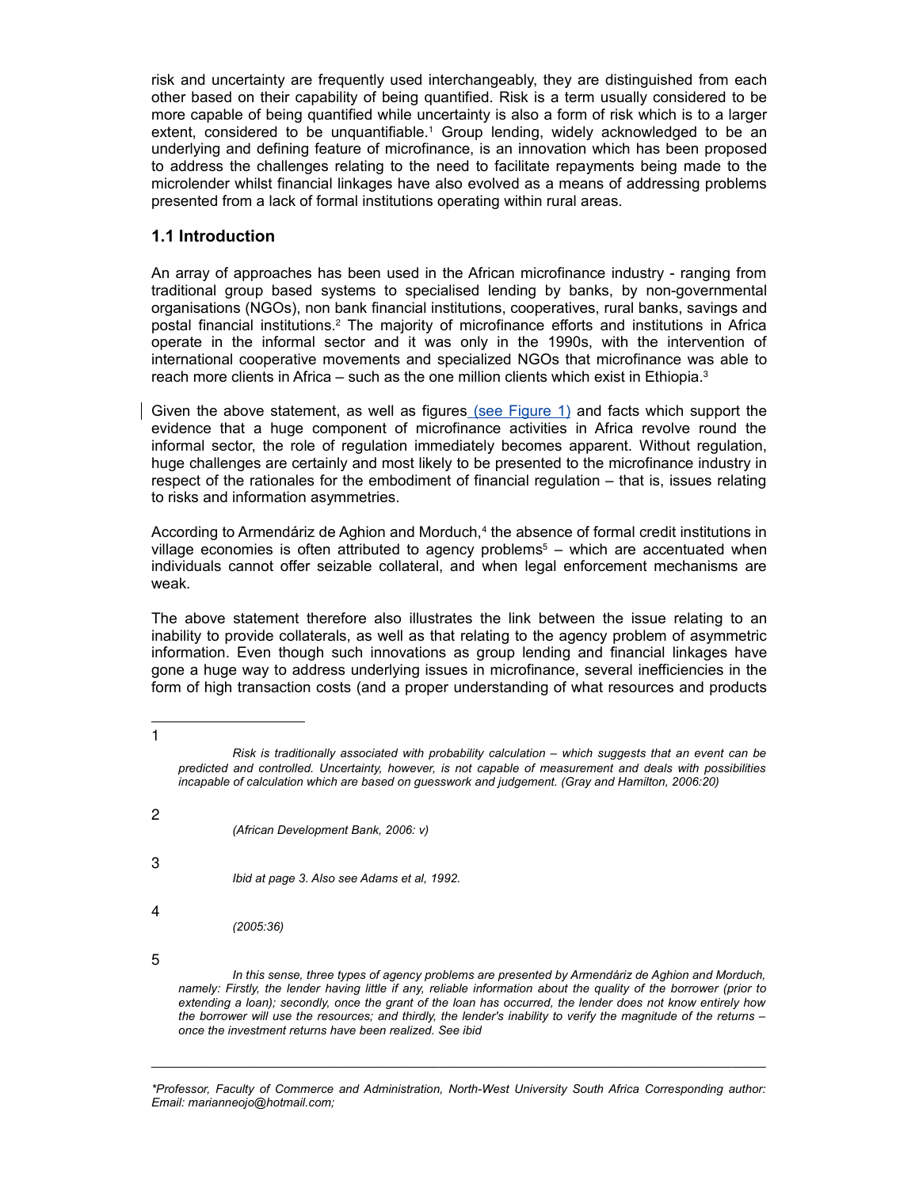risk and uncertainty are frequently used interchangeably, they are distinguished from each other based on their capability of being quantified. Risk is a term usually considered to be more capable of being quantified while uncertainty is also a form of risk which is to a larger extent, considered to be unquantifiable.[1] Group lending, widely acknowledged to be an underlying and defining feature of microfinance, is an innovation which has been proposed to address the challenges relating to the need to facilitate repayments being made to the microlender whilst financial linkages have also evolved as a means of addressing problems presented from a lack of formal institutions operating within rural areas.

### 1.1 Introduction

An array of approaches has been used in the African microfinance industry - ranging from traditional group based systems to specialised lending by banks, by non-governmental organisations (NGOs), non bank financial institutions, cooperatives, rural banks, savings and postal financial institutions.[2] The majority of microfinance efforts and institutions in Africa operate in the informal sector and it was only in the 1990s, with the intervention of international cooperative movements and specialized NGOs that microfinance was able to reach more clients in Africa – such as the one million clients which exist in Ethiopia.[3]

Given the above statement, as well as figures (see Figure 1) and facts which support the evidence that a huge component of microfinance activities in Africa revolve round the informal sector, the role of regulation immediately becomes apparent. Without regulation, huge challenges are certainly and most likely to be presented to the microfinance industry in respect of the rationales for the embodiment of financial regulation – that is, issues relating to risks and information asymmetries.

According to Armendáriz de Aghion and Morduch,[4] the absence of formal credit institutions in village economies is often attributed to agency problems[5] – which are accentuated when individuals cannot offer seizable collateral, and when legal enforcement mechanisms are weak.

The above statement therefore also illustrates the link between the issue relating to an inability to provide collaterals, as well as that relating to the agency problem of asymmetric information. Even though such innovations as group lending and financial linkages have gone a huge way to address underlying issues in microfinance, several inefficiencies in the form of high transaction costs (and a proper understanding of what resources and products

---

[1] *Risk is traditionally associated with probability calculation – which suggests that an event can be predicted and controlled. Uncertainty, however, is not capable of measurement and deals with possibilities incapable of calculation which are based on guesswork and judgement. (Gray and Hamilton, 2006:20)*

[2] *(African Development Bank, 2006: v)*

[3] *Ibid at page 3. Also see Adams et al, 1992.*

[4] *(2005:36)*

[5] *In this sense, three types of agency problems are presented by Armendáriz de Aghion and Morduch, namely: Firstly, the lender having little if any, reliable information about the quality of the borrower (prior to extending a loan); secondly, once the grant of the loan has occurred, the lender does not know entirely how the borrower will use the resources; and thirdly, the lender's inability to verify the magnitude of the returns – once the investment returns have been realized. See ibid*

---

*\*Professor, Faculty of Commerce and Administration, North-West University South Africa Corresponding author: Email: marianneojo@hotmail.com;*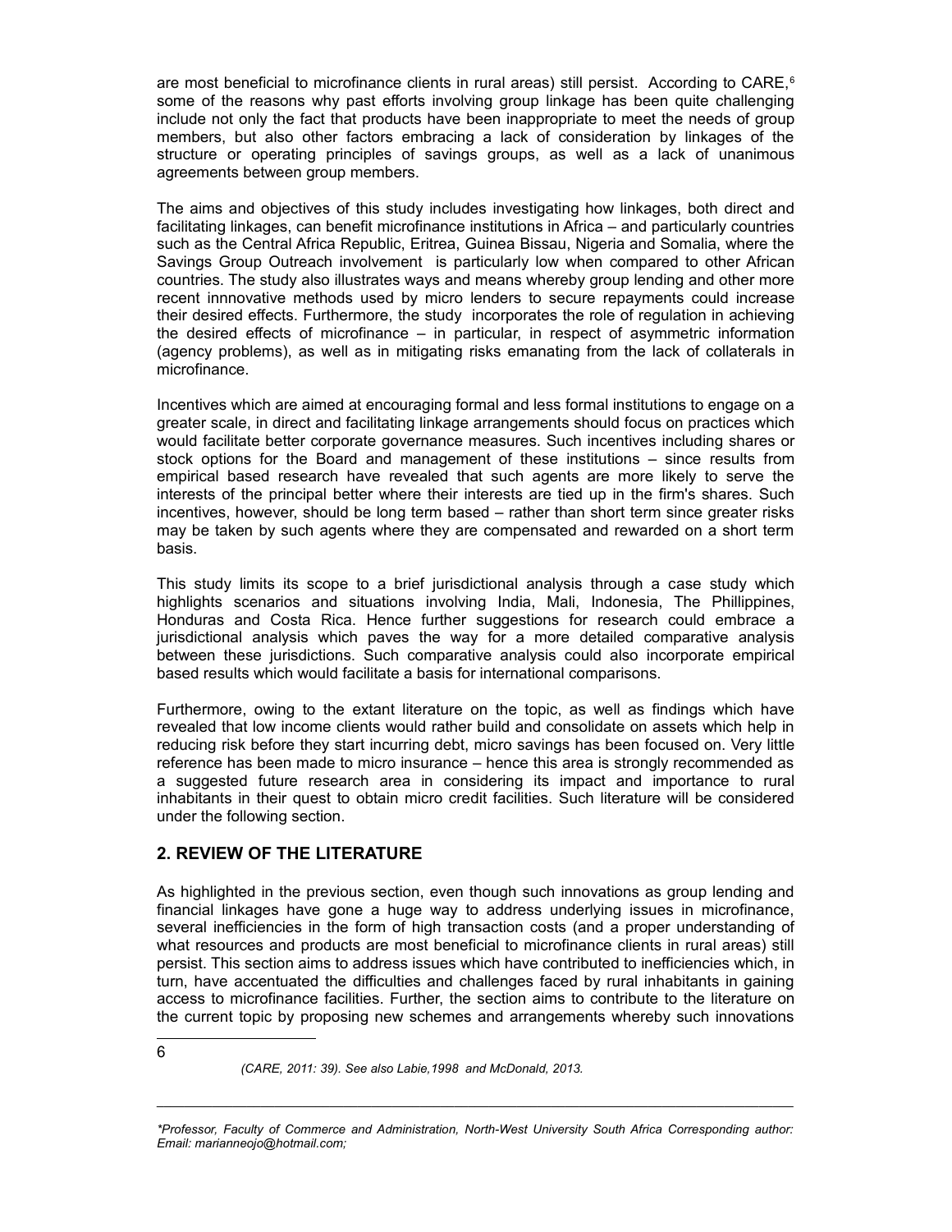are most beneficial to microfinance clients in rural areas) still persist. According to CARE,[6] some of the reasons why past efforts involving group linkage has been quite challenging include not only the fact that products have been inappropriate to meet the needs of group members, but also other factors embracing a lack of consideration by linkages of the structure or operating principles of savings groups, as well as a lack of unanimous agreements between group members.

The aims and objectives of this study includes investigating how linkages, both direct and facilitating linkages, can benefit microfinance institutions in Africa – and particularly countries such as the Central Africa Republic, Eritrea, Guinea Bissau, Nigeria and Somalia, where the Savings Group Outreach involvement is particularly low when compared to other African countries. The study also illustrates ways and means whereby group lending and other more recent innnovative methods used by micro lenders to secure repayments could increase their desired effects. Furthermore, the study incorporates the role of regulation in achieving the desired effects of microfinance – in particular, in respect of asymmetric information (agency problems), as well as in mitigating risks emanating from the lack of collaterals in microfinance.

Incentives which are aimed at encouraging formal and less formal institutions to engage on a greater scale, in direct and facilitating linkage arrangements should focus on practices which would facilitate better corporate governance measures. Such incentives including shares or stock options for the Board and management of these institutions – since results from empirical based research have revealed that such agents are more likely to serve the interests of the principal better where their interests are tied up in the firm's shares. Such incentives, however, should be long term based – rather than short term since greater risks may be taken by such agents where they are compensated and rewarded on a short term basis.

This study limits its scope to a brief jurisdictional analysis through a case study which highlights scenarios and situations involving India, Mali, Indonesia, The Phillippines, Honduras and Costa Rica. Hence further suggestions for research could embrace a jurisdictional analysis which paves the way for a more detailed comparative analysis between these jurisdictions. Such comparative analysis could also incorporate empirical based results which would facilitate a basis for international comparisons.

Furthermore, owing to the extant literature on the topic, as well as findings which have revealed that low income clients would rather build and consolidate on assets which help in reducing risk before they start incurring debt, micro savings has been focused on. Very little reference has been made to micro insurance – hence this area is strongly recommended as a suggested future research area in considering its impact and importance to rural inhabitants in their quest to obtain micro credit facilities. Such literature will be considered under the following section.

## 2. REVIEW OF THE LITERATURE

As highlighted in the previous section, even though such innovations as group lending and financial linkages have gone a huge way to address underlying issues in microfinance, several inefficiencies in the form of high transaction costs (and a proper understanding of what resources and products are most beneficial to microfinance clients in rural areas) still persist. This section aims to address issues which have contributed to inefficiencies which, in turn, have accentuated the difficulties and challenges faced by rural inhabitants in gaining access to microfinance facilities. Further, the section aims to contribute to the literature on the current topic by proposing new schemes and arrangements whereby such innovations

---

[6] *(CARE, 2011: 39). See also Labie,1998 and McDonald, 2013.*

---

*\*Professor, Faculty of Commerce and Administration, North-West University South Africa Corresponding author: Email: marianneojo@hotmail.com;*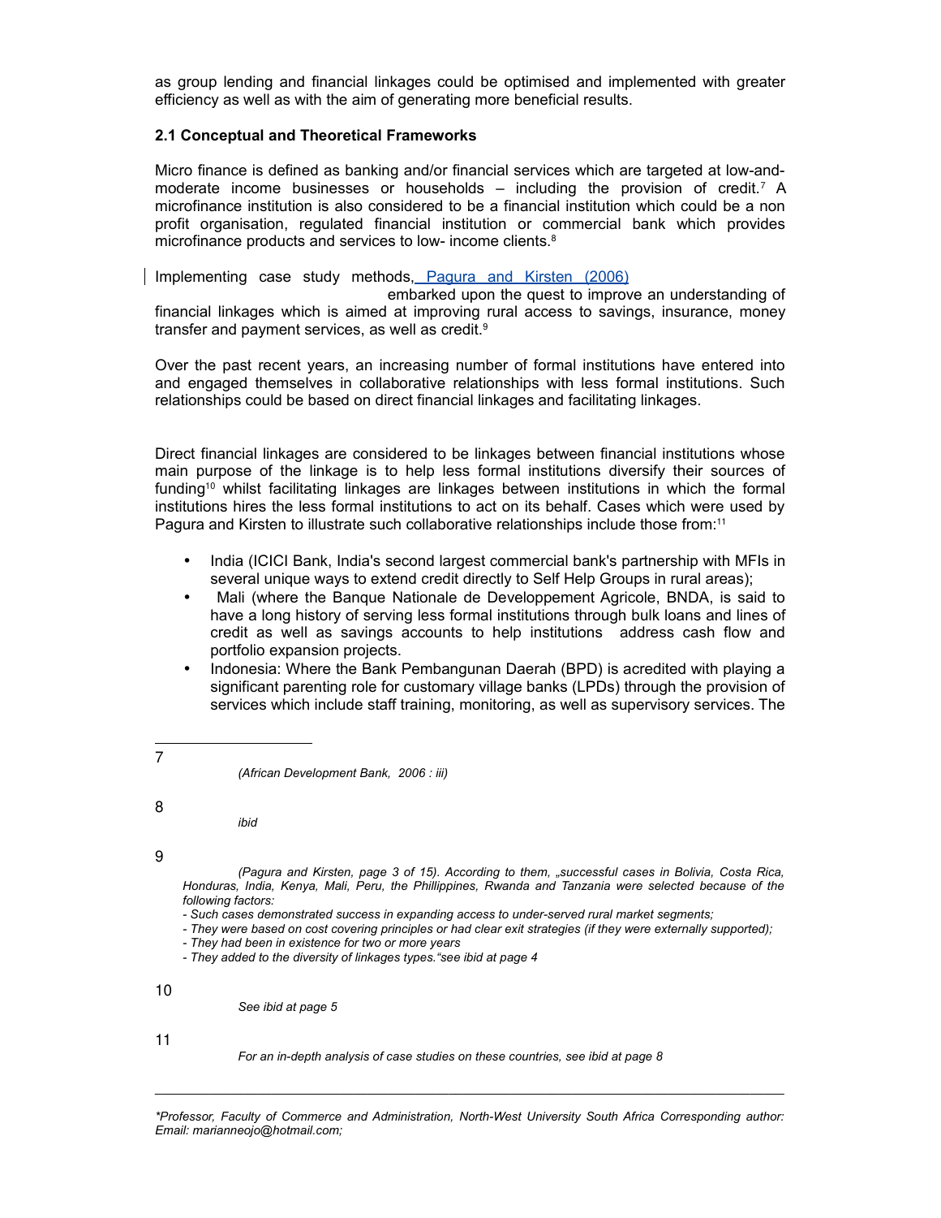as group lending and financial linkages could be optimised and implemented with greater efficiency as well as with the aim of generating more beneficial results.

**2.1 Conceptual and Theoretical Frameworks**

Micro finance is defined as banking and/or financial services which are targeted at low-and-moderate income businesses or households – including the provision of credit.[7] A microfinance institution is also considered to be a financial institution which could be a non profit organisation, regulated financial institution or commercial bank which provides microfinance products and services to low- income clients.[8]

Implementing case study methods, Pagura and Kirsten (2006) embarked upon the quest to improve an understanding of financial linkages which is aimed at improving rural access to savings, insurance, money transfer and payment services, as well as credit.[9]

Over the past recent years, an increasing number of formal institutions have entered into and engaged themselves in collaborative relationships with less formal institutions. Such relationships could be based on direct financial linkages and facilitating linkages.

Direct financial linkages are considered to be linkages between financial institutions whose main purpose of the linkage is to help less formal institutions diversify their sources of funding[10] whilst facilitating linkages are linkages between institutions in which the formal institutions hires the less formal institutions to act on its behalf. Cases which were used by Pagura and Kirsten to illustrate such collaborative relationships include those from:[11]

- India (ICICI Bank, India's second largest commercial bank's partnership with MFIs in several unique ways to extend credit directly to Self Help Groups in rural areas);
- Mali (where the Banque Nationale de Developpement Agricole, BNDA, is said to have a long history of serving less formal institutions through bulk loans and lines of credit as well as savings accounts to help institutions address cash flow and portfolio expansion projects.
- Indonesia: Where the Bank Pembangunan Daerah (BPD) is acredited with playing a significant parenting role for customary village banks (LPDs) through the provision of services which include staff training, monitoring, as well as supervisory services. The

---

7 *(African Development Bank, 2006 : iii)*

8 *ibid*

9 *(Pagura and Kirsten, page 3 of 15). According to them, „successful cases in Bolivia, Costa Rica, Honduras, India, Kenya, Mali, Peru, the Phillippines, Rwanda and Tanzania were selected because of the following factors:*
*- Such cases demonstrated success in expanding access to under-served rural market segments;*
*- They were based on cost covering principles or had clear exit strategies (if they were externally supported);*
*- They had been in existence for two or more years*
*- They added to the diversity of linkages types."see ibid at page 4*

10 *See ibid at page 5*

11 *For an in-depth analysis of case studies on these countries, see ibid at page 8*

---

*\*Professor, Faculty of Commerce and Administration, North-West University South Africa Corresponding author: Email: marianneojo@hotmail.com;*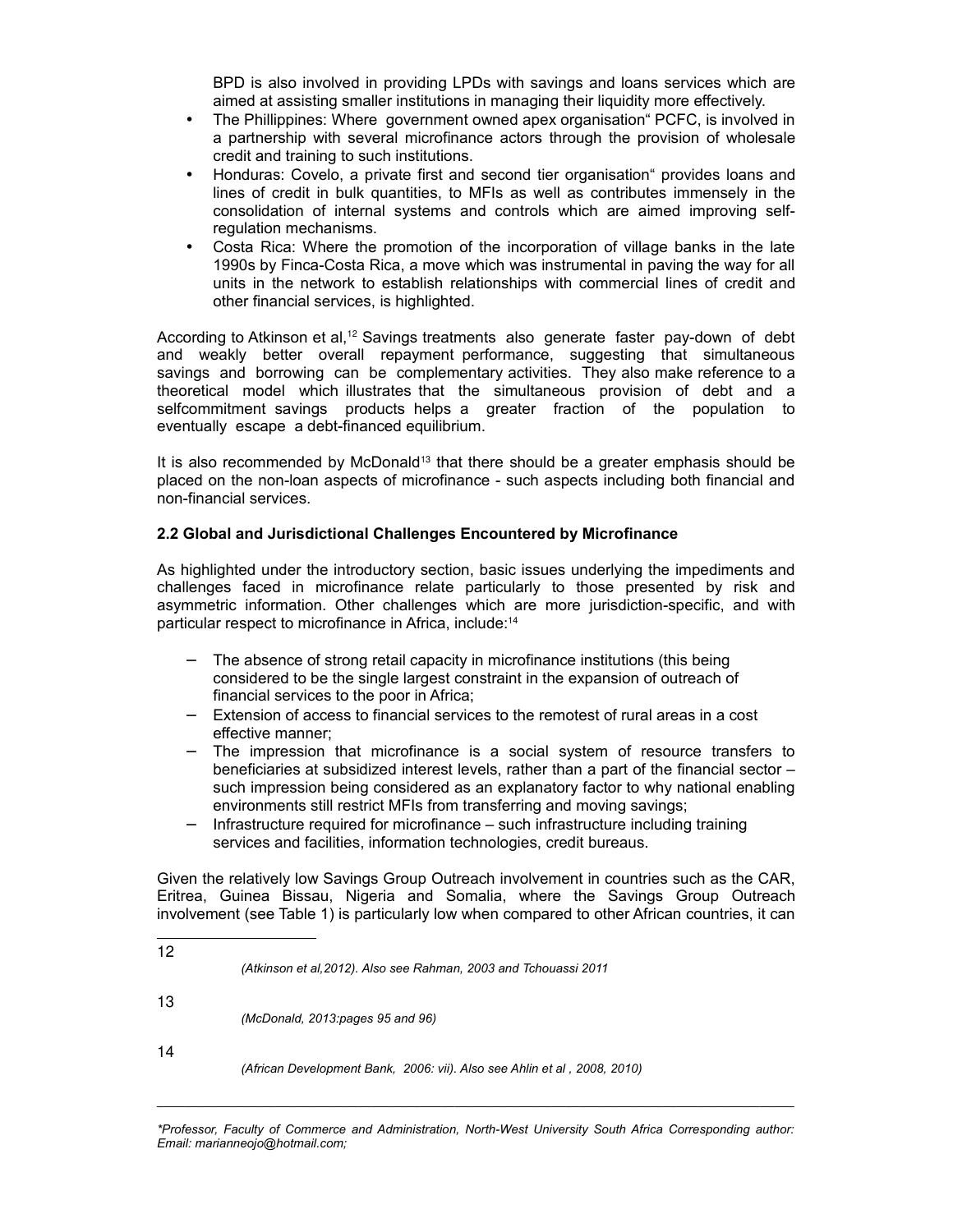BPD is also involved in providing LPDs with savings and loans services which are aimed at assisting smaller institutions in managing their liquidity more effectively.

- The Phillippines: Where government owned apex organisation" PCFC, is involved in a partnership with several microfinance actors through the provision of wholesale credit and training to such institutions.
- Honduras: Covelo, a private first and second tier organisation" provides loans and lines of credit in bulk quantities, to MFIs as well as contributes immensely in the consolidation of internal systems and controls which are aimed improving self-regulation mechanisms.
- Costa Rica: Where the promotion of the incorporation of village banks in the late 1990s by Finca-Costa Rica, a move which was instrumental in paving the way for all units in the network to establish relationships with commercial lines of credit and other financial services, is highlighted.

According to Atkinson et al,[12] Savings treatments also generate faster pay-down of debt and weakly better overall repayment performance, suggesting that simultaneous savings and borrowing can be complementary activities. They also make reference to a theoretical model which illustrates that the simultaneous provision of debt and a selfcommitment savings products helps a greater fraction of the population to eventually escape a debt-financed equilibrium.

It is also recommended by McDonald[13] that there should be a greater emphasis should be placed on the non-loan aspects of microfinance - such aspects including both financial and non-financial services.

### 2.2 Global and Jurisdictional Challenges Encountered by Microfinance

As highlighted under the introductory section, basic issues underlying the impediments and challenges faced in microfinance relate particularly to those presented by risk and asymmetric information. Other challenges which are more jurisdiction-specific, and with particular respect to microfinance in Africa, include:[14]

- The absence of strong retail capacity in microfinance institutions (this being considered to be the single largest constraint in the expansion of outreach of financial services to the poor in Africa;
- Extension of access to financial services to the remotest of rural areas in a cost effective manner;
- The impression that microfinance is a social system of resource transfers to beneficiaries at subsidized interest levels, rather than a part of the financial sector – such impression being considered as an explanatory factor to why national enabling environments still restrict MFIs from transferring and moving savings;
- Infrastructure required for microfinance – such infrastructure including training services and facilities, information technologies, credit bureaus.

Given the relatively low Savings Group Outreach involvement in countries such as the CAR, Eritrea, Guinea Bissau, Nigeria and Somalia, where the Savings Group Outreach involvement (see Table 1) is particularly low when compared to other African countries, it can

---

12 *(Atkinson et al,2012). Also see Rahman, 2003 and Tchouassi 2011*

13 *(McDonald, 2013:pages 95 and 96)*

14 *(African Development Bank, 2006: vii). Also see Ahlin et al , 2008, 2010)*

*\*Professor, Faculty of Commerce and Administration, North-West University South Africa Corresponding author: Email: marianneojo@hotmail.com;*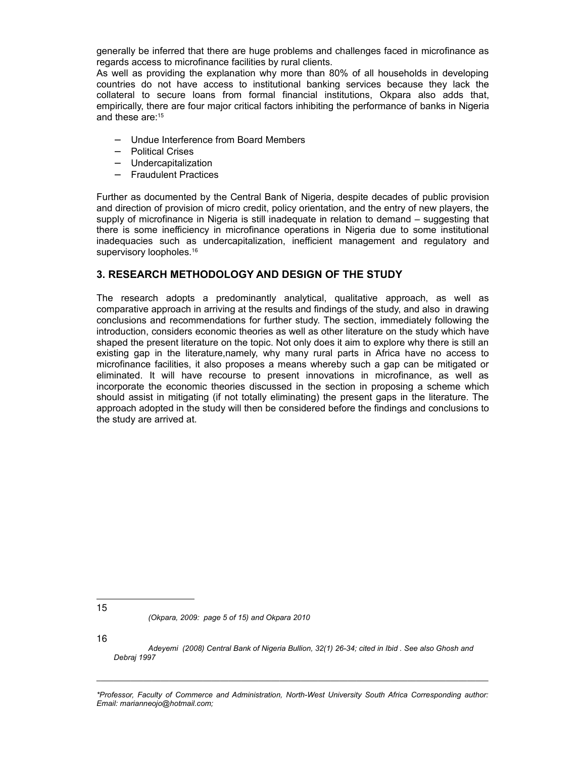generally be inferred that there are huge problems and challenges faced in microfinance as regards access to microfinance facilities by rural clients.

As well as providing the explanation why more than 80% of all households in developing countries do not have access to institutional banking services because they lack the collateral to secure loans from formal financial institutions, Okpara also adds that, empirically, there are four major critical factors inhibiting the performance of banks in Nigeria and these are:[15]

- Undue Interference from Board Members
- Political Crises
- Undercapitalization
- Fraudulent Practices

Further as documented by the Central Bank of Nigeria, despite decades of public provision and direction of provision of micro credit, policy orientation, and the entry of new players, the supply of microfinance in Nigeria is still inadequate in relation to demand – suggesting that there is some inefficiency in microfinance operations in Nigeria due to some institutional inadequacies such as undercapitalization, inefficient management and regulatory and supervisory loopholes.[16]

## 3. RESEARCH METHODOLOGY AND DESIGN OF THE STUDY

The research adopts a predominantly analytical, qualitative approach, as well as comparative approach in arriving at the results and findings of the study, and also in drawing conclusions and recommendations for further study. The section, immediately following the introduction, considers economic theories as well as other literature on the study which have shaped the present literature on the topic. Not only does it aim to explore why there is still an existing gap in the literature,namely, why many rural parts in Africa have no access to microfinance facilities, it also proposes a means whereby such a gap can be mitigated or eliminated. It will have recourse to present innovations in microfinance, as well as incorporate the economic theories discussed in the section in proposing a scheme which should assist in mitigating (if not totally eliminating) the present gaps in the literature. The approach adopted in the study will then be considered before the findings and conclusions to the study are arrived at.

---

15 *(Okpara, 2009: page 5 of 15) and Okpara 2010*

16 *Adeyemi (2008) Central Bank of Nigeria Bullion, 32(1) 26-34; cited in Ibid . See also Ghosh and Debraj 1997*

*\*Professor, Faculty of Commerce and Administration, North-West University South Africa Corresponding author: Email: marianneojo@hotmail.com;*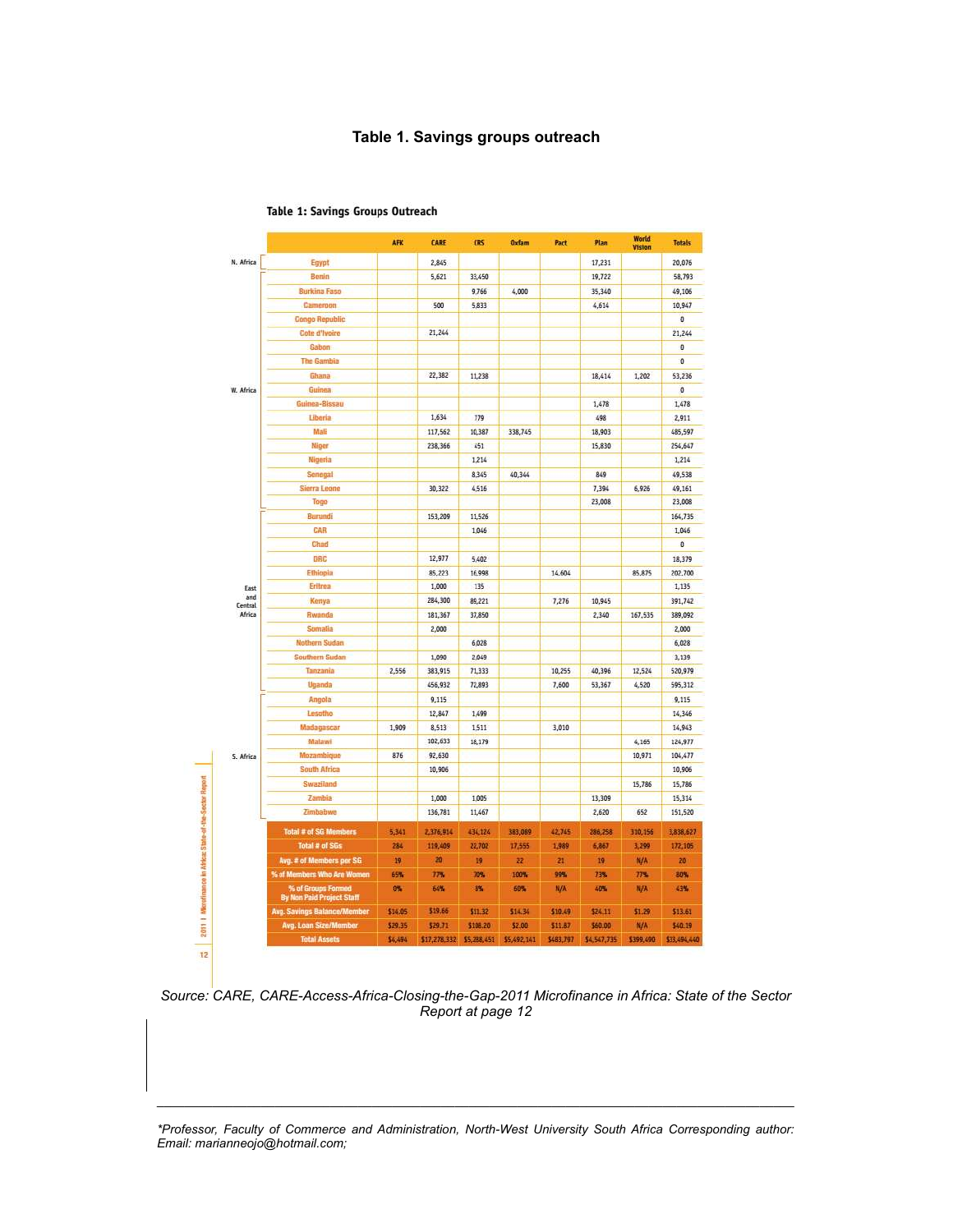**Table 1. Savings groups outreach**

**Table 1: Savings Groups Outreach**

| Region | Country | AFK | CARE | CRS | Oxfam | Pact | Plan | World Vision | Totals |
|---|---|---|---|---|---|---|---|---|---|
| N. Africa | Egypt | | 2,845 | | | | 17,231 | | 20,076 |
| W. Africa | Benin | | 5,621 | 33,450 | | | 19,722 | | 58,793 |
| | Burkina Faso | | | 9,766 | 4,000 | | 35,340 | | 49,106 |
| | Cameroon | | 500 | 5,833 | | | 4,614 | | 10,947 |
| | Congo Republic | | | | | | | | 0 |
| | Cote d'Ivoire | | 21,244 | | | | | | 21,244 |
| | Gabon | | | | | | | | 0 |
| | The Gambia | | | | | | | | 0 |
| | Ghana | | 22,382 | 11,238 | | | 18,414 | 1,202 | 53,236 |
| | Guinea | | | | | | | | 0 |
| | Guinea-Bissau | | | | | | 1,478 | | 1,478 |
| | Liberia | | 1,634 | 779 | | | 498 | | 2,911 |
| | Mali | | 117,562 | 10,387 | 338,745 | | 18,903 | | 485,597 |
| | Niger | | 238,366 | 451 | | | 15,830 | | 254,647 |
| | Nigeria | | | 1,214 | | | | | 1,214 |
| | Senegal | | | 8,345 | 40,344 | | 849 | | 49,538 |
| | Sierra Leone | | 30,322 | 4,516 | | | 7,394 | 6,926 | 49,161 |
| | Togo | | | | | | 23,008 | | 23,008 |
| East and Central Africa | Burundi | | 153,209 | 11,526 | | | | | 164,735 |
| | CAR | | | 1,046 | | | | | 1,046 |
| | Chad | | | | | | | | 0 |
| | DRC | | 12,977 | 5,402 | | | | | 18,379 |
| | Ethiopia | | 85,223 | 16,998 | | 14,604 | | 85,875 | 202,700 |
| | Eritrea | | 1,000 | 135 | | | | | 1,135 |
| | Kenya | | 284,300 | 89,221 | | 7,276 | 10,945 | | 391,742 |
| | Rwanda | | 181,367 | 37,850 | | | 2,340 | 167,535 | 389,092 |
| | Somalia | | 2,000 | | | | | | 2,000 |
| | Nothern Sudan | | | 6,028 | | | | | 6,028 |
| | Southern Sudan | | 1,090 | 2,049 | | | | | 3,139 |
| | Tanzania | 2,556 | 383,915 | 71,333 | | 10,255 | 40,396 | 12,524 | 520,979 |
| | Uganda | | 456,932 | 72,893 | | 7,600 | 53,367 | 4,520 | 595,312 |
| S. Africa | Angola | | 9,115 | | | | | | 9,115 |
| | Lesotho | | 12,847 | 1,499 | | | | | 14,346 |
| | Madagascar | 1,909 | 8,513 | 1,511 | | 3,010 | | | 14,943 |
| | Malawi | | 102,633 | 18,179 | | | | 4,165 | 124,977 |
| | Mozambique | 876 | 92,630 | | | | | 10,971 | 104,477 |
| | South Africa | | 10,906 | | | | | | 10,906 |
| | Swaziland | | | | | | | 15,786 | 15,786 |
| | Zambia | | 1,000 | 1,005 | | | 13,309 | | 15,314 |
| | Zimbabwe | | 136,781 | 11,467 | | | 2,620 | 652 | 151,520 |
| | Total # of SG Members | 5,341 | 2,376,914 | 434,124 | 383,089 | 42,745 | 286,258 | 310,156 | 3,838,627 |
| | Total # of SGs | 284 | 119,409 | 22,702 | 17,555 | 1,989 | 6,867 | 3,299 | 172,105 |
| | Avg. # of Members per SG | 19 | 20 | 19 | 22 | 21 | 19 | N/A | 20 |
| | % of Members Who Are Women | 65% | 77% | 70% | 100% | 99% | 73% | 77% | 80% |
| | % of Groups Formed By Non Paid Project Staff | 0% | 64% | 8% | 60% | N/A | 40% | N/A | 43% |
| | Avg. Savings Balance/Member | $14.05 | $19.66 | $11.32 | $14.34 | $10.49 | $24.11 | $1.29 | $13.61 |
| | Avg. Loan Size/Member | $29.35 | $29.71 | $108.20 | $2.00 | $11.87 | $60.00 | N/A | $40.19 |
| | Total Assets | $4,494 | $17,278,332 | $5,288,451 | $5,492,141 | $483,797 | $4,547,735 | $399,490 | $33,494,440 |

*Source: CARE, CARE-Access-Africa-Closing-the-Gap-2011 Microfinance in Africa: State of the Sector Report at page 12*

---

*Professor, Faculty of Commerce and Administration, North-West University South Africa Corresponding author: Email: marianneojo@hotmail.com;*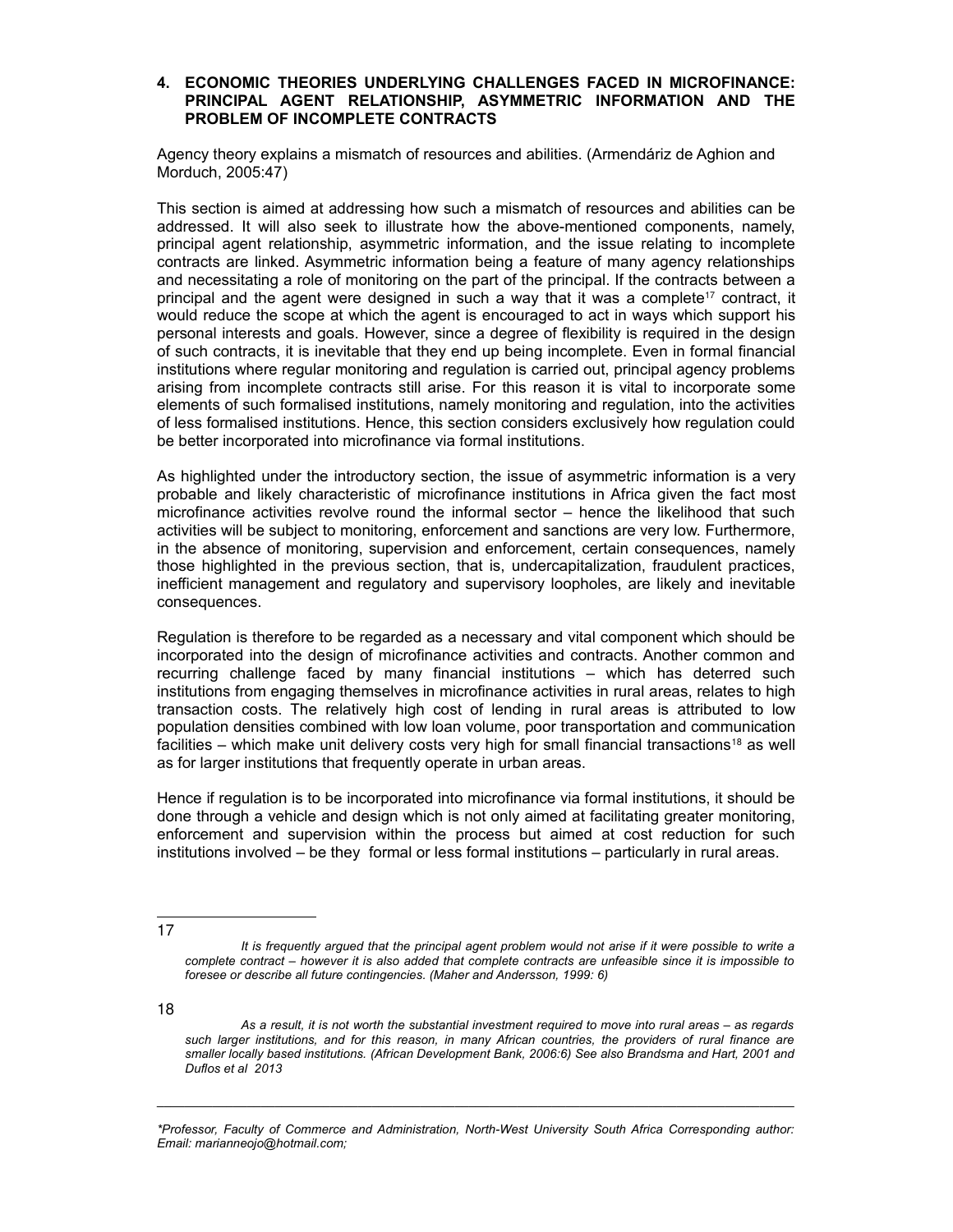## 4. ECONOMIC THEORIES UNDERLYING CHALLENGES FACED IN MICROFINANCE: PRINCIPAL AGENT RELATIONSHIP, ASYMMETRIC INFORMATION AND THE PROBLEM OF INCOMPLETE CONTRACTS

Agency theory explains a mismatch of resources and abilities. (Armendáriz de Aghion and Morduch, 2005:47)

This section is aimed at addressing how such a mismatch of resources and abilities can be addressed. It will also seek to illustrate how the above-mentioned components, namely, principal agent relationship, asymmetric information, and the issue relating to incomplete contracts are linked. Asymmetric information being a feature of many agency relationships and necessitating a role of monitoring on the part of the principal. If the contracts between a principal and the agent were designed in such a way that it was a complete[17] contract, it would reduce the scope at which the agent is encouraged to act in ways which support his personal interests and goals. However, since a degree of flexibility is required in the design of such contracts, it is inevitable that they end up being incomplete. Even in formal financial institutions where regular monitoring and regulation is carried out, principal agency problems arising from incomplete contracts still arise. For this reason it is vital to incorporate some elements of such formalised institutions, namely monitoring and regulation, into the activities of less formalised institutions. Hence, this section considers exclusively how regulation could be better incorporated into microfinance via formal institutions.

As highlighted under the introductory section, the issue of asymmetric information is a very probable and likely characteristic of microfinance institutions in Africa given the fact most microfinance activities revolve round the informal sector – hence the likelihood that such activities will be subject to monitoring, enforcement and sanctions are very low. Furthermore, in the absence of monitoring, supervision and enforcement, certain consequences, namely those highlighted in the previous section, that is, undercapitalization, fraudulent practices, inefficient management and regulatory and supervisory loopholes, are likely and inevitable consequences.

Regulation is therefore to be regarded as a necessary and vital component which should be incorporated into the design of microfinance activities and contracts. Another common and recurring challenge faced by many financial institutions – which has deterred such institutions from engaging themselves in microfinance activities in rural areas, relates to high transaction costs. The relatively high cost of lending in rural areas is attributed to low population densities combined with low loan volume, poor transportation and communication facilities – which make unit delivery costs very high for small financial transactions[18] as well as for larger institutions that frequently operate in urban areas.

Hence if regulation is to be incorporated into microfinance via formal institutions, it should be done through a vehicle and design which is not only aimed at facilitating greater monitoring, enforcement and supervision within the process but aimed at cost reduction for such institutions involved – be they formal or less formal institutions – particularly in rural areas.

---

17

*It is frequently argued that the principal agent problem would not arise if it were possible to write a complete contract – however it is also added that complete contracts are unfeasible since it is impossible to foresee or describe all future contingencies. (Maher and Andersson, 1999: 6)*

18

*As a result, it is not worth the substantial investment required to move into rural areas – as regards such larger institutions, and for this reason, in many African countries, the providers of rural finance are smaller locally based institutions. (African Development Bank, 2006:6) See also Brandsma and Hart, 2001 and Duflos et al 2013*

---

*\*Professor, Faculty of Commerce and Administration, North-West University South Africa Corresponding author: Email: marianneojo@hotmail.com;*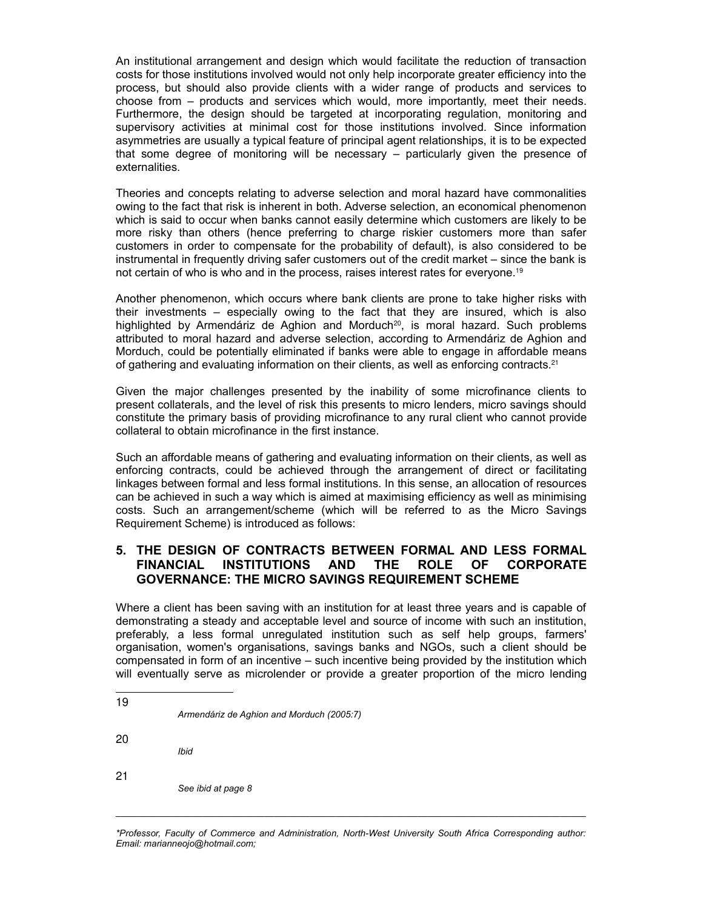An institutional arrangement and design which would facilitate the reduction of transaction costs for those institutions involved would not only help incorporate greater efficiency into the process, but should also provide clients with a wider range of products and services to choose from – products and services which would, more importantly, meet their needs. Furthermore, the design should be targeted at incorporating regulation, monitoring and supervisory activities at minimal cost for those institutions involved. Since information asymmetries are usually a typical feature of principal agent relationships, it is to be expected that some degree of monitoring will be necessary – particularly given the presence of externalities.

Theories and concepts relating to adverse selection and moral hazard have commonalities owing to the fact that risk is inherent in both. Adverse selection, an economical phenomenon which is said to occur when banks cannot easily determine which customers are likely to be more risky than others (hence preferring to charge riskier customers more than safer customers in order to compensate for the probability of default), is also considered to be instrumental in frequently driving safer customers out of the credit market – since the bank is not certain of who is who and in the process, raises interest rates for everyone.[19]

Another phenomenon, which occurs where bank clients are prone to take higher risks with their investments – especially owing to the fact that they are insured, which is also highlighted by Armendáriz de Aghion and Morduch[20], is moral hazard. Such problems attributed to moral hazard and adverse selection, according to Armendáriz de Aghion and Morduch, could be potentially eliminated if banks were able to engage in affordable means of gathering and evaluating information on their clients, as well as enforcing contracts.[21]

Given the major challenges presented by the inability of some microfinance clients to present collaterals, and the level of risk this presents to micro lenders, micro savings should constitute the primary basis of providing microfinance to any rural client who cannot provide collateral to obtain microfinance in the first instance.

Such an affordable means of gathering and evaluating information on their clients, as well as enforcing contracts, could be achieved through the arrangement of direct or facilitating linkages between formal and less formal institutions. In this sense, an allocation of resources can be achieved in such a way which is aimed at maximising efficiency as well as minimising costs. Such an arrangement/scheme (which will be referred to as the Micro Savings Requirement Scheme) is introduced as follows:

## 5. THE DESIGN OF CONTRACTS BETWEEN FORMAL AND LESS FORMAL FINANCIAL INSTITUTIONS AND THE ROLE OF CORPORATE GOVERNANCE: THE MICRO SAVINGS REQUIREMENT SCHEME

Where a client has been saving with an institution for at least three years and is capable of demonstrating a steady and acceptable level and source of income with such an institution, preferably, a less formal unregulated institution such as self help groups, farmers' organisation, women's organisations, savings banks and NGOs, such a client should be compensated in form of an incentive – such incentive being provided by the institution which will eventually serve as microlender or provide a greater proportion of the micro lending

---

19 *Armendáriz de Aghion and Morduch (2005:7)*

20 *Ibid*

21 *See ibid at page 8*

---

*\*Professor, Faculty of Commerce and Administration, North-West University South Africa Corresponding author: Email: marianneojo@hotmail.com;*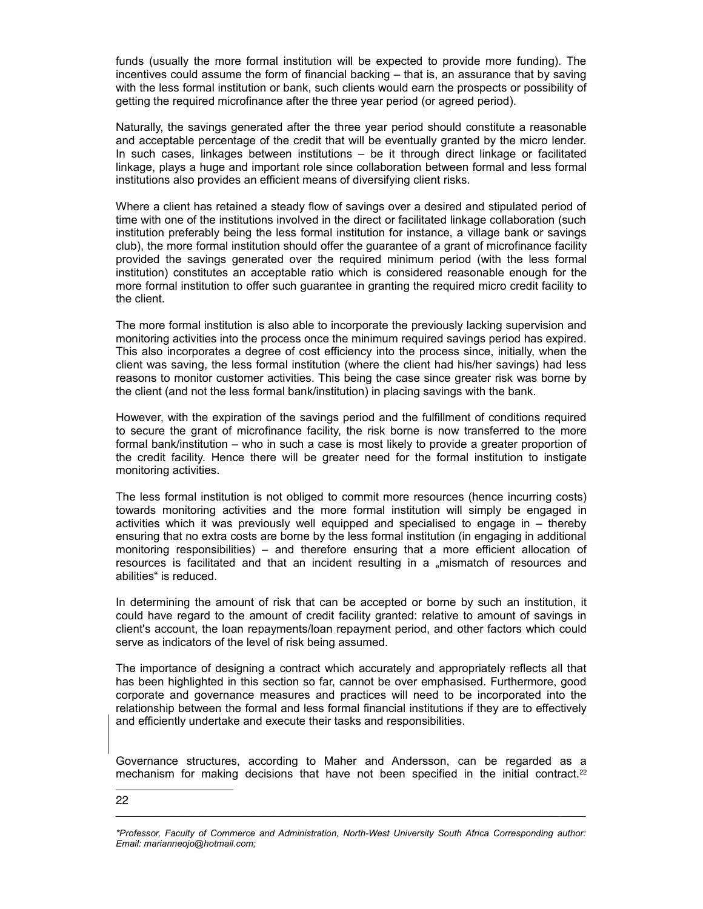funds (usually the more formal institution will be expected to provide more funding). The incentives could assume the form of financial backing – that is, an assurance that by saving with the less formal institution or bank, such clients would earn the prospects or possibility of getting the required microfinance after the three year period (or agreed period).

Naturally, the savings generated after the three year period should constitute a reasonable and acceptable percentage of the credit that will be eventually granted by the micro lender. In such cases, linkages between institutions – be it through direct linkage or facilitated linkage, plays a huge and important role since collaboration between formal and less formal institutions also provides an efficient means of diversifying client risks.

Where a client has retained a steady flow of savings over a desired and stipulated period of time with one of the institutions involved in the direct or facilitated linkage collaboration (such institution preferably being the less formal institution for instance, a village bank or savings club), the more formal institution should offer the guarantee of a grant of microfinance facility provided the savings generated over the required minimum period (with the less formal institution) constitutes an acceptable ratio which is considered reasonable enough for the more formal institution to offer such guarantee in granting the required micro credit facility to the client.

The more formal institution is also able to incorporate the previously lacking supervision and monitoring activities into the process once the minimum required savings period has expired. This also incorporates a degree of cost efficiency into the process since, initially, when the client was saving, the less formal institution (where the client had his/her savings) had less reasons to monitor customer activities. This being the case since greater risk was borne by the client (and not the less formal bank/institution) in placing savings with the bank.

However, with the expiration of the savings period and the fulfillment of conditions required to secure the grant of microfinance facility, the risk borne is now transferred to the more formal bank/institution – who in such a case is most likely to provide a greater proportion of the credit facility. Hence there will be greater need for the formal institution to instigate monitoring activities.

The less formal institution is not obliged to commit more resources (hence incurring costs) towards monitoring activities and the more formal institution will simply be engaged in activities which it was previously well equipped and specialised to engage in – thereby ensuring that no extra costs are borne by the less formal institution (in engaging in additional monitoring responsibilities) – and therefore ensuring that a more efficient allocation of resources is facilitated and that an incident resulting in a „mismatch of resources and abilities" is reduced.

In determining the amount of risk that can be accepted or borne by such an institution, it could have regard to the amount of credit facility granted: relative to amount of savings in client's account, the loan repayments/loan repayment period, and other factors which could serve as indicators of the level of risk being assumed.

The importance of designing a contract which accurately and appropriately reflects all that has been highlighted in this section so far, cannot be over emphasised. Furthermore, good corporate and governance measures and practices will need to be incorporated into the relationship between the formal and less formal financial institutions if they are to effectively and efficiently undertake and execute their tasks and responsibilities.

Governance structures, according to Maher and Andersson, can be regarded as a mechanism for making decisions that have not been specified in the initial contract.[22]

---

22

*Professor, Faculty of Commerce and Administration, North-West University South Africa Corresponding author: Email: marianneojo@hotmail.com;*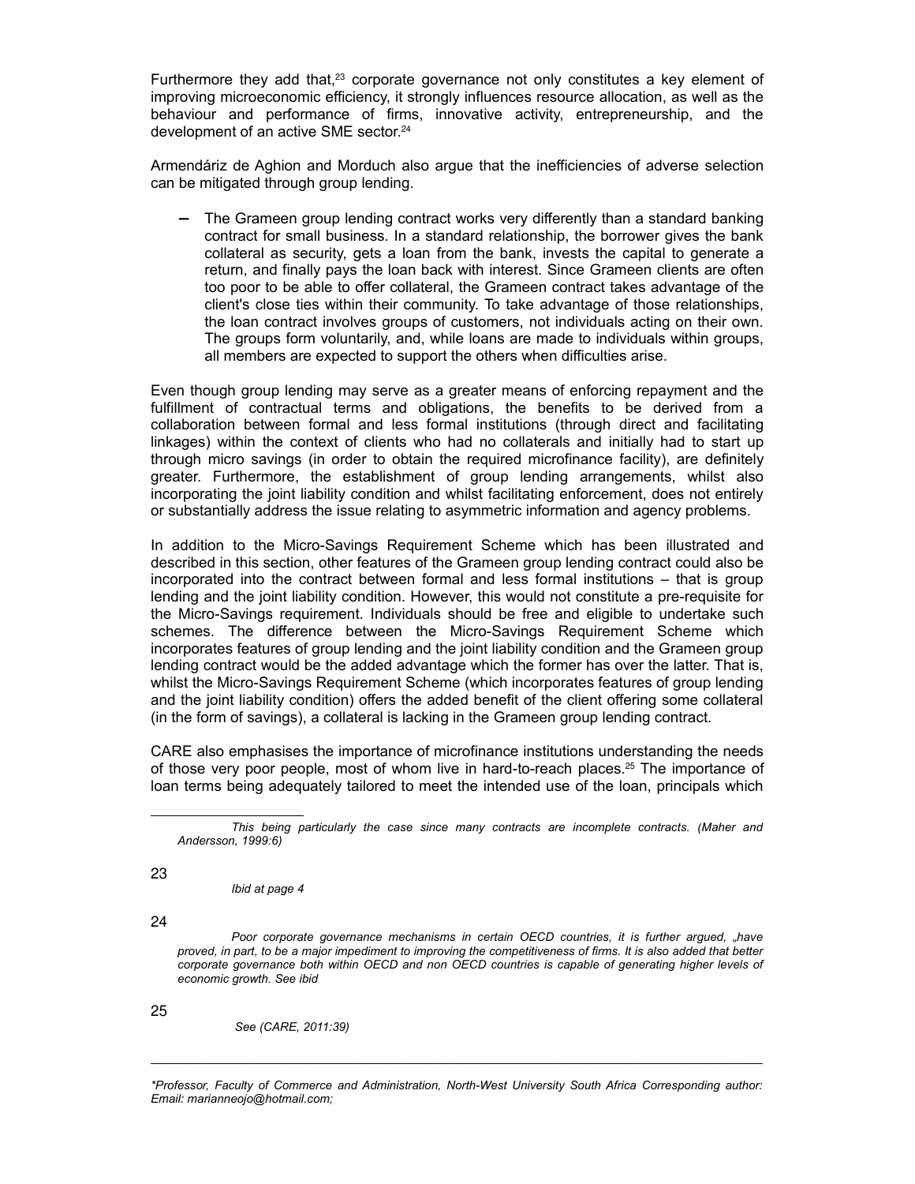Furthermore they add that,[23] corporate governance not only constitutes a key element of improving microeconomic efficiency, it strongly influences resource allocation, as well as the behaviour and performance of firms, innovative activity, entrepreneurship, and the development of an active SME sector.[24]

Armendáriz de Aghion and Morduch also argue that the inefficiencies of adverse selection can be mitigated through group lending.

- The Grameen group lending contract works very differently than a standard banking contract for small business. In a standard relationship, the borrower gives the bank collateral as security, gets a loan from the bank, invests the capital to generate a return, and finally pays the loan back with interest. Since Grameen clients are often too poor to be able to offer collateral, the Grameen contract takes advantage of the client's close ties within their community. To take advantage of those relationships, the loan contract involves groups of customers, not individuals acting on their own. The groups form voluntarily, and, while loans are made to individuals within groups, all members are expected to support the others when difficulties arise.

Even though group lending may serve as a greater means of enforcing repayment and the fulfillment of contractual terms and obligations, the benefits to be derived from a collaboration between formal and less formal institutions (through direct and facilitating linkages) within the context of clients who had no collaterals and initially had to start up through micro savings (in order to obtain the required microfinance facility), are definitely greater. Furthermore, the establishment of group lending arrangements, whilst also incorporating the joint liability condition and whilst facilitating enforcement, does not entirely or substantially address the issue relating to asymmetric information and agency problems.

In addition to the Micro-Savings Requirement Scheme which has been illustrated and described in this section, other features of the Grameen group lending contract could also be incorporated into the contract between formal and less formal institutions – that is group lending and the joint liability condition. However, this would not constitute a pre-requisite for the Micro-Savings requirement. Individuals should be free and eligible to undertake such schemes. The difference between the Micro-Savings Requirement Scheme which incorporates features of group lending and the joint liability condition and the Grameen group lending contract would be the added advantage which the former has over the latter. That is, whilst the Micro-Savings Requirement Scheme (which incorporates features of group lending and the joint liability condition) offers the added benefit of the client offering some collateral (in the form of savings), a collateral is lacking in the Grameen group lending contract.

CARE also emphasises the importance of microfinance institutions understanding the needs of those very poor people, most of whom live in hard-to-reach places.[25] The importance of loan terms being adequately tailored to meet the intended use of the loan, principals which

---

*This being particularly the case since many contracts are incomplete contracts. (Maher and Andersson, 1999:6)*

23 *Ibid at page 4*

24 *Poor corporate governance mechanisms in certain OECD countries, it is further argued, „have proved, in part, to be a major impediment to improving the competitiveness of firms. It is also added that better corporate governance both within OECD and non OECD countries is capable of generating higher levels of economic growth. See ibid*

25 *See (CARE, 2011:39)*

---

**Professor, Faculty of Commerce and Administration, North-West University South Africa Corresponding author: Email: marianneojo@hotmail.com;*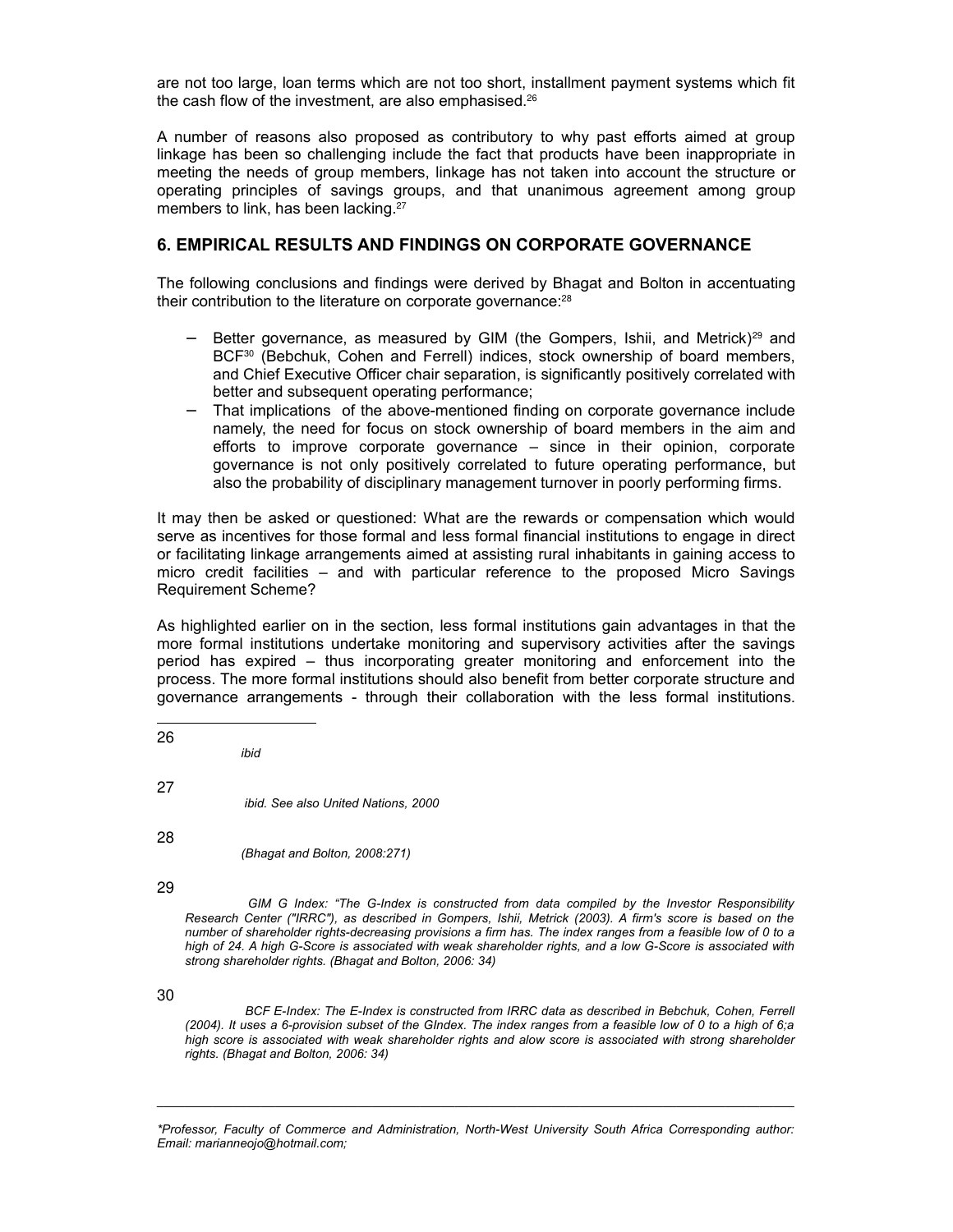are not too large, loan terms which are not too short, installment payment systems which fit the cash flow of the investment, are also emphasised.[26]

A number of reasons also proposed as contributory to why past efforts aimed at group linkage has been so challenging include the fact that products have been inappropriate in meeting the needs of group members, linkage has not taken into account the structure or operating principles of savings groups, and that unanimous agreement among group members to link, has been lacking.[27]

## 6. EMPIRICAL RESULTS AND FINDINGS ON CORPORATE GOVERNANCE

The following conclusions and findings were derived by Bhagat and Bolton in accentuating their contribution to the literature on corporate governance:[28]

- Better governance, as measured by GIM (the Gompers, Ishii, and Metrick)[29] and BCF[30] (Bebchuk, Cohen and Ferrell) indices, stock ownership of board members, and Chief Executive Officer chair separation, is significantly positively correlated with better and subsequent operating performance;
- That implications of the above-mentioned finding on corporate governance include namely, the need for focus on stock ownership of board members in the aim and efforts to improve corporate governance – since in their opinion, corporate governance is not only positively correlated to future operating performance, but also the probability of disciplinary management turnover in poorly performing firms.

It may then be asked or questioned: What are the rewards or compensation which would serve as incentives for those formal and less formal financial institutions to engage in direct or facilitating linkage arrangements aimed at assisting rural inhabitants in gaining access to micro credit facilities – and with particular reference to the proposed Micro Savings Requirement Scheme?

As highlighted earlier on in the section, less formal institutions gain advantages in that the more formal institutions undertake monitoring and supervisory activities after the savings period has expired – thus incorporating greater monitoring and enforcement into the process. The more formal institutions should also benefit from better corporate structure and governance arrangements - through their collaboration with the less formal institutions.

---

26 *ibid*

27 *ibid. See also United Nations, 2000*

28 *(Bhagat and Bolton, 2008:271)*

29 *GIM G Index: "The G-Index is constructed from data compiled by the Investor Responsibility Research Center ("IRRC"), as described in Gompers, Ishii, Metrick (2003). A firm's score is based on the number of shareholder rights-decreasing provisions a firm has. The index ranges from a feasible low of 0 to a high of 24. A high G-Score is associated with weak shareholder rights, and a low G-Score is associated with strong shareholder rights. (Bhagat and Bolton, 2006: 34)*

30 *BCF E-Index: The E-Index is constructed from IRRC data as described in Bebchuk, Cohen, Ferrell (2004). It uses a 6-provision subset of the GIndex. The index ranges from a feasible low of 0 to a high of 6;a high score is associated with weak shareholder rights and alow score is associated with strong shareholder rights. (Bhagat and Bolton, 2006: 34)*

---

*\*Professor, Faculty of Commerce and Administration, North-West University South Africa Corresponding author: Email: marianneojo@hotmail.com;*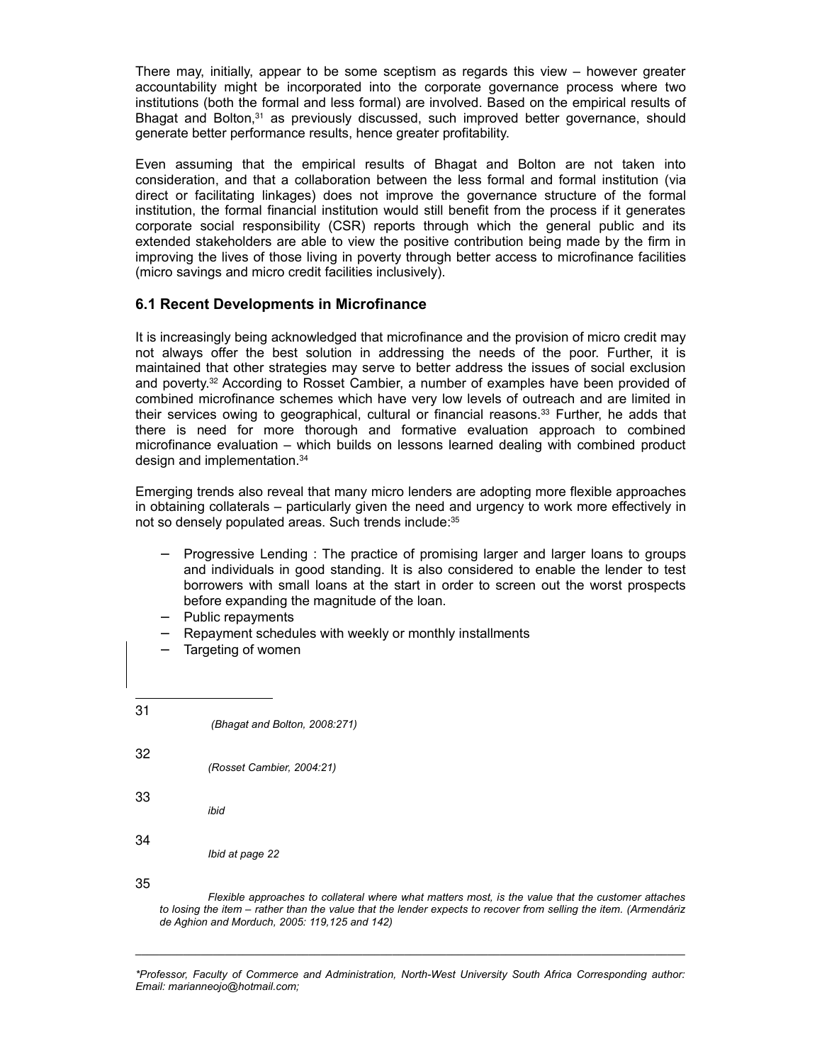There may, initially, appear to be some sceptism as regards this view – however greater accountability might be incorporated into the corporate governance process where two institutions (both the formal and less formal) are involved. Based on the empirical results of Bhagat and Bolton,[31] as previously discussed, such improved better governance, should generate better performance results, hence greater profitability.

Even assuming that the empirical results of Bhagat and Bolton are not taken into consideration, and that a collaboration between the less formal and formal institution (via direct or facilitating linkages) does not improve the governance structure of the formal institution, the formal financial institution would still benefit from the process if it generates corporate social responsibility (CSR) reports through which the general public and its extended stakeholders are able to view the positive contribution being made by the firm in improving the lives of those living in poverty through better access to microfinance facilities (micro savings and micro credit facilities inclusively).

### 6.1 Recent Developments in Microfinance

It is increasingly being acknowledged that microfinance and the provision of micro credit may not always offer the best solution in addressing the needs of the poor. Further, it is maintained that other strategies may serve to better address the issues of social exclusion and poverty.[32] According to Rosset Cambier, a number of examples have been provided of combined microfinance schemes which have very low levels of outreach and are limited in their services owing to geographical, cultural or financial reasons.[33] Further, he adds that there is need for more thorough and formative evaluation approach to combined microfinance evaluation – which builds on lessons learned dealing with combined product design and implementation.[34]

Emerging trends also reveal that many micro lenders are adopting more flexible approaches in obtaining collaterals – particularly given the need and urgency to work more effectively in not so densely populated areas. Such trends include:[35]

- Progressive Lending : The practice of promising larger and larger loans to groups and individuals in good standing. It is also considered to enable the lender to test borrowers with small loans at the start in order to screen out the worst prospects before expanding the magnitude of the loan.
- Public repayments
- Repayment schedules with weekly or monthly installments
- Targeting of women

---

31 *(Bhagat and Bolton, 2008:271)*

32 *(Rosset Cambier, 2004:21)*

33 *ibid*

34 *Ibid at page 22*

35 *Flexible approaches to collateral where what matters most, is the value that the customer attaches to losing the item – rather than the value that the lender expects to recover from selling the item. (Armendáriz de Aghion and Morduch, 2005: 119,125 and 142)*

---

*\*Professor, Faculty of Commerce and Administration, North-West University South Africa Corresponding author: Email: marianneojo@hotmail.com;*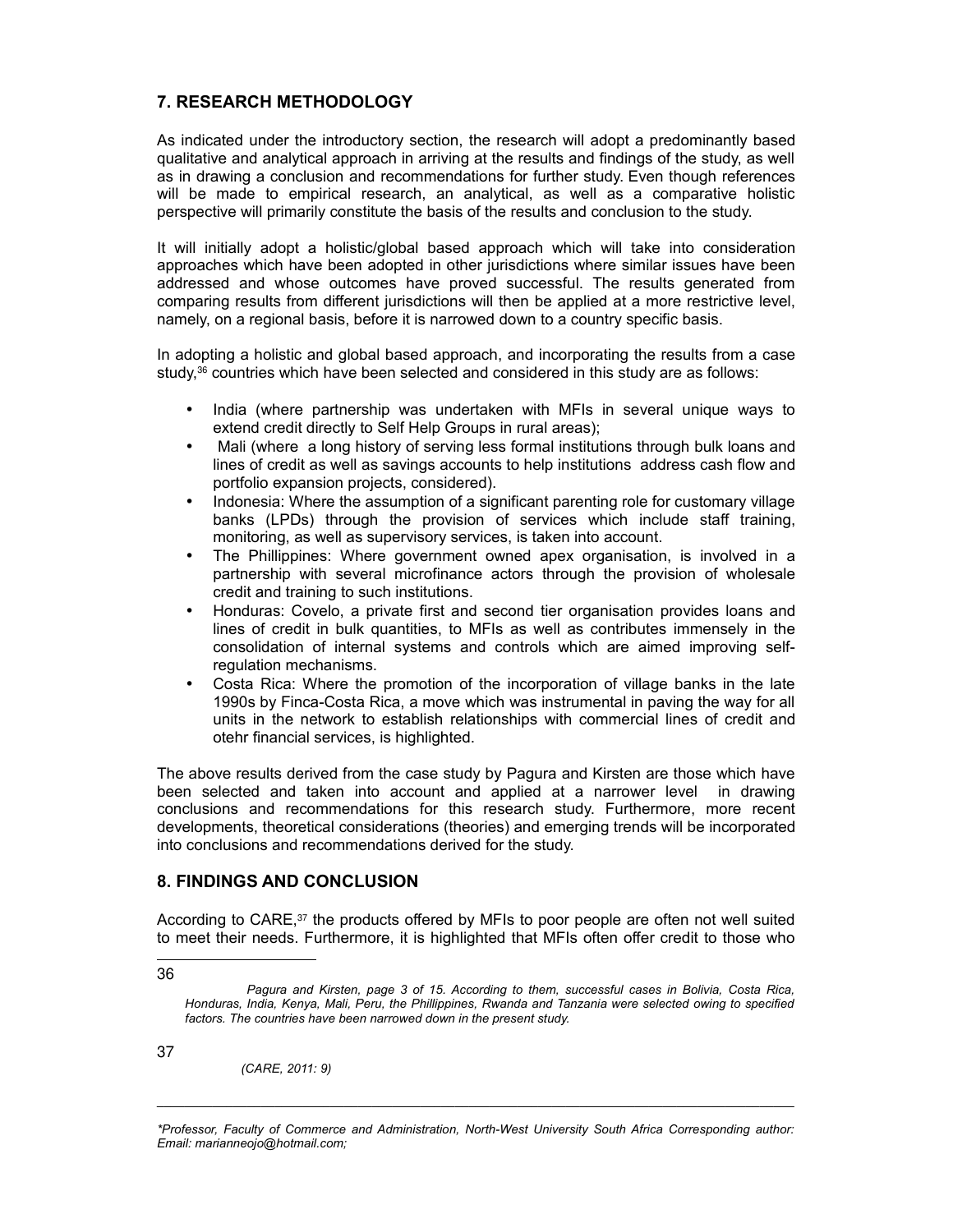## 7. RESEARCH METHODOLOGY

As indicated under the introductory section, the research will adopt a predominantly based qualitative and analytical approach in arriving at the results and findings of the study, as well as in drawing a conclusion and recommendations for further study. Even though references will be made to empirical research, an analytical, as well as a comparative holistic perspective will primarily constitute the basis of the results and conclusion to the study.

It will initially adopt a holistic/global based approach which will take into consideration approaches which have been adopted in other jurisdictions where similar issues have been addressed and whose outcomes have proved successful. The results generated from comparing results from different jurisdictions will then be applied at a more restrictive level, namely, on a regional basis, before it is narrowed down to a country specific basis.

In adopting a holistic and global based approach, and incorporating the results from a case study,[36] countries which have been selected and considered in this study are as follows:

- India (where partnership was undertaken with MFIs in several unique ways to extend credit directly to Self Help Groups in rural areas);
- Mali (where a long history of serving less formal institutions through bulk loans and lines of credit as well as savings accounts to help institutions address cash flow and portfolio expansion projects, considered).
- Indonesia: Where the assumption of a significant parenting role for customary village banks (LPDs) through the provision of services which include staff training, monitoring, as well as supervisory services, is taken into account.
- The Phillippines: Where government owned apex organisation, is involved in a partnership with several microfinance actors through the provision of wholesale credit and training to such institutions.
- Honduras: Covelo, a private first and second tier organisation provides loans and lines of credit in bulk quantities, to MFIs as well as contributes immensely in the consolidation of internal systems and controls which are aimed improving self-regulation mechanisms.
- Costa Rica: Where the promotion of the incorporation of village banks in the late 1990s by Finca-Costa Rica, a move which was instrumental in paving the way for all units in the network to establish relationships with commercial lines of credit and otehr financial services, is highlighted.

The above results derived from the case study by Pagura and Kirsten are those which have been selected and taken into account and applied at a narrower level in drawing conclusions and recommendations for this research study. Furthermore, more recent developments, theoretical considerations (theories) and emerging trends will be incorporated into conclusions and recommendations derived for the study.

## 8. FINDINGS AND CONCLUSION

According to CARE,[37] the products offered by MFIs to poor people are often not well suited to meet their needs. Furthermore, it is highlighted that MFIs often offer credit to those who

---

36 *Pagura and Kirsten, page 3 of 15. According to them, successful cases in Bolivia, Costa Rica, Honduras, India, Kenya, Mali, Peru, the Phillippines, Rwanda and Tanzania were selected owing to specified factors. The countries have been narrowed down in the present study.*

37 *(CARE, 2011: 9)*

---

*\*Professor, Faculty of Commerce and Administration, North-West University South Africa Corresponding author: Email: marianneojo@hotmail.com;*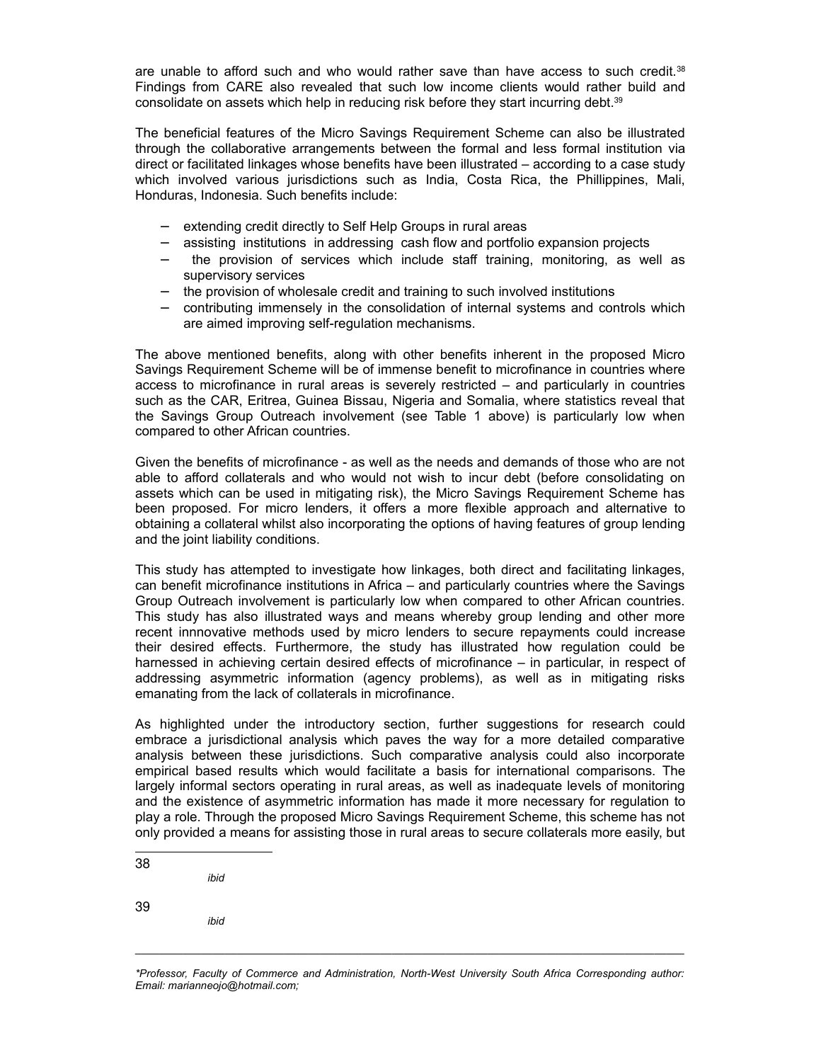are unable to afford such and who would rather save than have access to such credit.[38] Findings from CARE also revealed that such low income clients would rather build and consolidate on assets which help in reducing risk before they start incurring debt.[39]

The beneficial features of the Micro Savings Requirement Scheme can also be illustrated through the collaborative arrangements between the formal and less formal institution via direct or facilitated linkages whose benefits have been illustrated – according to a case study which involved various jurisdictions such as India, Costa Rica, the Phillippines, Mali, Honduras, Indonesia. Such benefits include:

- extending credit directly to Self Help Groups in rural areas
- assisting institutions in addressing cash flow and portfolio expansion projects
- the provision of services which include staff training, monitoring, as well as supervisory services
- the provision of wholesale credit and training to such involved institutions
- contributing immensely in the consolidation of internal systems and controls which are aimed improving self-regulation mechanisms.

The above mentioned benefits, along with other benefits inherent in the proposed Micro Savings Requirement Scheme will be of immense benefit to microfinance in countries where access to microfinance in rural areas is severely restricted – and particularly in countries such as the CAR, Eritrea, Guinea Bissau, Nigeria and Somalia, where statistics reveal that the Savings Group Outreach involvement (see Table 1 above) is particularly low when compared to other African countries.

Given the benefits of microfinance - as well as the needs and demands of those who are not able to afford collaterals and who would not wish to incur debt (before consolidating on assets which can be used in mitigating risk), the Micro Savings Requirement Scheme has been proposed. For micro lenders, it offers a more flexible approach and alternative to obtaining a collateral whilst also incorporating the options of having features of group lending and the joint liability conditions.

This study has attempted to investigate how linkages, both direct and facilitating linkages, can benefit microfinance institutions in Africa – and particularly countries where the Savings Group Outreach involvement is particularly low when compared to other African countries. This study has also illustrated ways and means whereby group lending and other more recent innnovative methods used by micro lenders to secure repayments could increase their desired effects. Furthermore, the study has illustrated how regulation could be harnessed in achieving certain desired effects of microfinance – in particular, in respect of addressing asymmetric information (agency problems), as well as in mitigating risks emanating from the lack of collaterals in microfinance.

As highlighted under the introductory section, further suggestions for research could embrace a jurisdictional analysis which paves the way for a more detailed comparative analysis between these jurisdictions. Such comparative analysis could also incorporate empirical based results which would facilitate a basis for international comparisons. The largely informal sectors operating in rural areas, as well as inadequate levels of monitoring and the existence of asymmetric information has made it more necessary for regulation to play a role. Through the proposed Micro Savings Requirement Scheme, this scheme has not only provided a means for assisting those in rural areas to secure collaterals more easily, but

---

38 *ibid*

39 *ibid*

---

**Professor, Faculty of Commerce and Administration, North-West University South Africa Corresponding author: Email: marianneojo@hotmail.com;*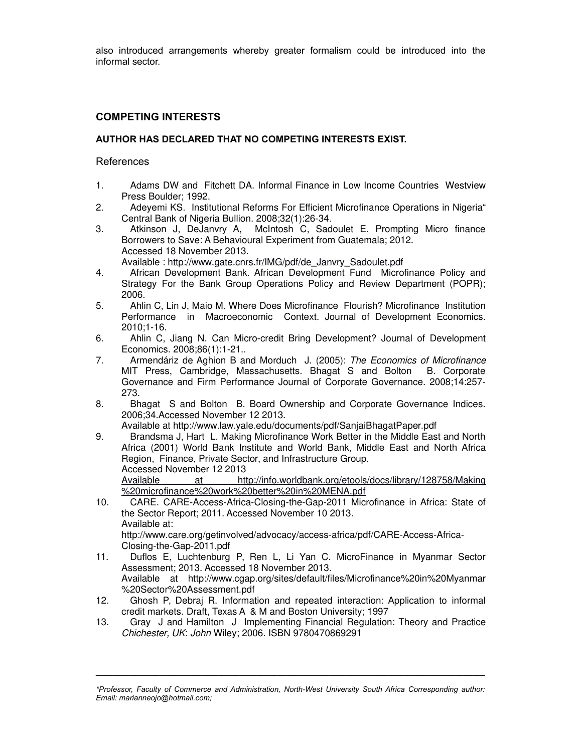also introduced arrangements whereby greater formalism could be introduced into the informal sector.

## COMPETING INTERESTS

**AUTHOR HAS DECLARED THAT NO COMPETING INTERESTS EXIST.**

## References

1. Adams DW and Fitchett DA. Informal Finance in Low Income Countries Westview Press Boulder; 1992.
2. Adeyemi KS. Institutional Reforms For Efficient Microfinance Operations in Nigeria" Central Bank of Nigeria Bullion. 2008;32(1):26-34.
3. Atkinson J, DeJanvry A, McIntosh C, Sadoulet E. Prompting Micro finance Borrowers to Save: A Behavioural Experiment from Guatemala; 2012. Accessed 18 November 2013. Available : http://www.gate.cnrs.fr/IMG/pdf/de_Janvry_Sadoulet.pdf
4. African Development Bank. African Development Fund Microfinance Policy and Strategy For the Bank Group Operations Policy and Review Department (POPR); 2006.
5. Ahlin C, Lin J, Maio M. Where Does Microfinance Flourish? Microfinance Institution Performance in Macroeconomic Context. Journal of Development Economics. 2010;1-16.
6. Ahlin C, Jiang N. Can Micro-credit Bring Development? Journal of Development Economics. 2008;86(1):1-21..
7. Armendáriz de Aghion B and Morduch J. (2005): *The Economics of Microfinance* MIT Press, Cambridge, Massachusetts. Bhagat S and Bolton B. Corporate Governance and Firm Performance Journal of Corporate Governance. 2008;14:257-273.
8. Bhagat S and Bolton B. Board Ownership and Corporate Governance Indices. 2006;34.Accessed November 12 2013. Available at http://www.law.yale.edu/documents/pdf/SanjaiBhagatPaper.pdf
9. Brandsma J, Hart L. Making Microfinance Work Better in the Middle East and North Africa (2001) World Bank Institute and World Bank, Middle East and North Africa Region, Finance, Private Sector, and Infrastructure Group. Accessed November 12 2013 Available at http://info.worldbank.org/etools/docs/library/128758/Making%20microfinance%20work%20better%20in%20MENA.pdf
10. CARE. CARE-Access-Africa-Closing-the-Gap-2011 Microfinance in Africa: State of the Sector Report; 2011. Accessed November 10 2013. Available at: http://www.care.org/getinvolved/advocacy/access-africa/pdf/CARE-Access-Africa-Closing-the-Gap-2011.pdf
11. Duflos E, Luchtenburg P, Ren L, Li Yan C. MicroFinance in Myanmar Sector Assessment; 2013. Accessed 18 November 2013. Available at http://www.cgap.org/sites/default/files/Microfinance%20in%20Myanmar%20Sector%20Assessment.pdf
12. Ghosh P, Debraj R. Information and repeated interaction: Application to informal credit markets. Draft, Texas A & M and Boston University; 1997
13. Gray J and Hamilton J Implementing Financial Regulation: Theory and Practice *Chichester, UK*: *John* Wiley; 2006. ISBN 9780470869291

*\*Professor, Faculty of Commerce and Administration, North-West University South Africa Corresponding author: Email: marianneojo@hotmail.com;*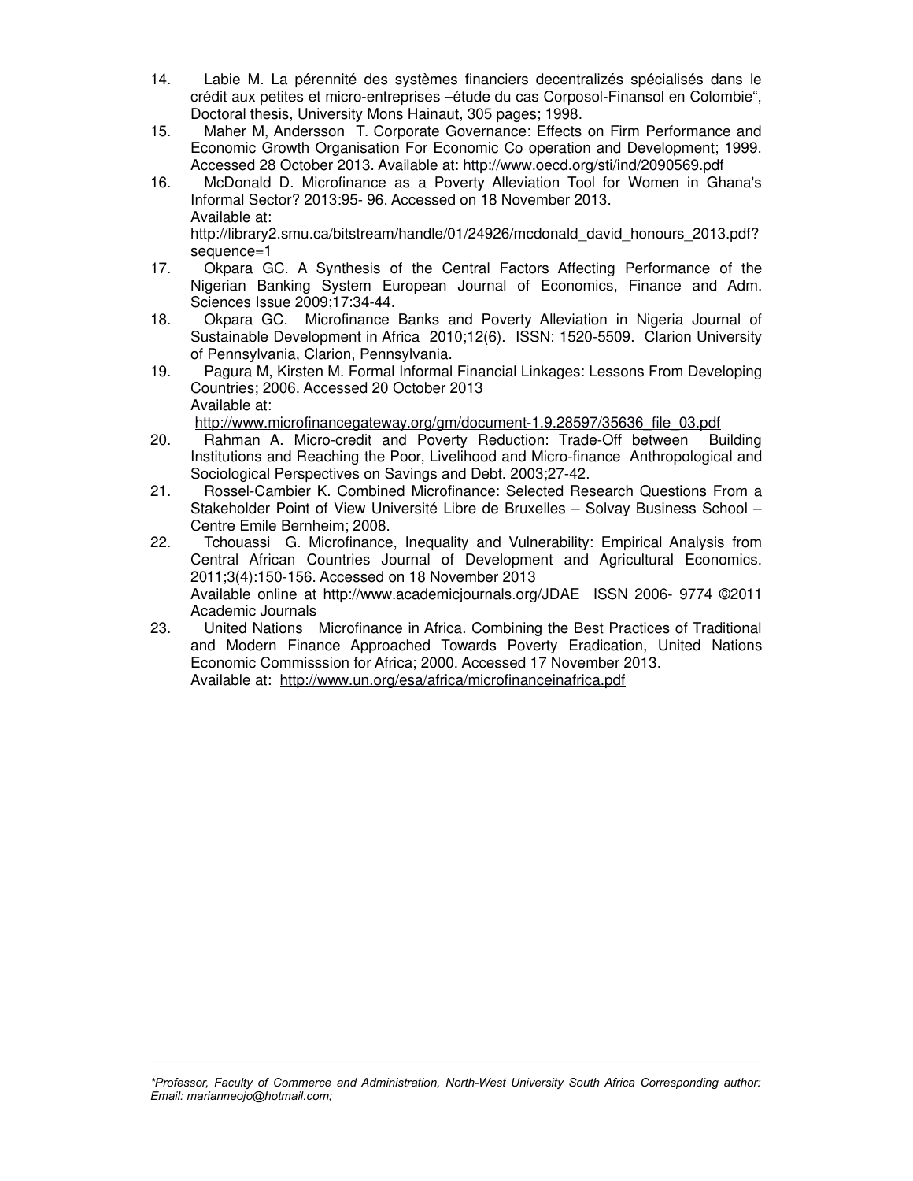14. Labie M. La pérennité des systèmes financiers decentralizés spécialisés dans le crédit aux petites et micro-entreprises –étude du cas Corposol-Finansol en Colombie", Doctoral thesis, University Mons Hainaut, 305 pages; 1998.
15. Maher M, Andersson T. Corporate Governance: Effects on Firm Performance and Economic Growth Organisation For Economic Co operation and Development; 1999. Accessed 28 October 2013. Available at: http://www.oecd.org/sti/ind/2090569.pdf
16. McDonald D. Microfinance as a Poverty Alleviation Tool for Women in Ghana's Informal Sector? 2013:95- 96. Accessed on 18 November 2013.
    Available at:
    http://library2.smu.ca/bitstream/handle/01/24926/mcdonald_david_honours_2013.pdf?sequence=1
17. Okpara GC. A Synthesis of the Central Factors Affecting Performance of the Nigerian Banking System European Journal of Economics, Finance and Adm. Sciences Issue 2009;17:34-44.
18. Okpara GC. Microfinance Banks and Poverty Alleviation in Nigeria Journal of Sustainable Development in Africa 2010;12(6). ISSN: 1520-5509. Clarion University of Pennsylvania, Clarion, Pennsylvania.
19. Pagura M, Kirsten M. Formal Informal Financial Linkages: Lessons From Developing Countries; 2006. Accessed 20 October 2013
    Available at:
    http://www.microfinancegateway.org/gm/document-1.9.28597/35636_file_03.pdf
20. Rahman A. Micro-credit and Poverty Reduction: Trade-Off between Building Institutions and Reaching the Poor, Livelihood and Micro-finance Anthropological and Sociological Perspectives on Savings and Debt. 2003;27-42.
21. Rossel-Cambier K. Combined Microfinance: Selected Research Questions From a Stakeholder Point of View Université Libre de Bruxelles – Solvay Business School – Centre Emile Bernheim; 2008.
22. Tchouassi G. Microfinance, Inequality and Vulnerability: Empirical Analysis from Central African Countries Journal of Development and Agricultural Economics. 2011;3(4):150-156. Accessed on 18 November 2013
    Available online at http://www.academicjournals.org/JDAE ISSN 2006- 9774 ©2011 Academic Journals
23. United Nations Microfinance in Africa. Combining the Best Practices of Traditional and Modern Finance Approached Towards Poverty Eradication, United Nations Economic Commisssion for Africa; 2000. Accessed 17 November 2013.
    Available at: http://www.un.org/esa/africa/microfinanceinafrica.pdf

---

*\*Professor, Faculty of Commerce and Administration, North-West University South Africa Corresponding author: Email: marianneojo@hotmail.com;*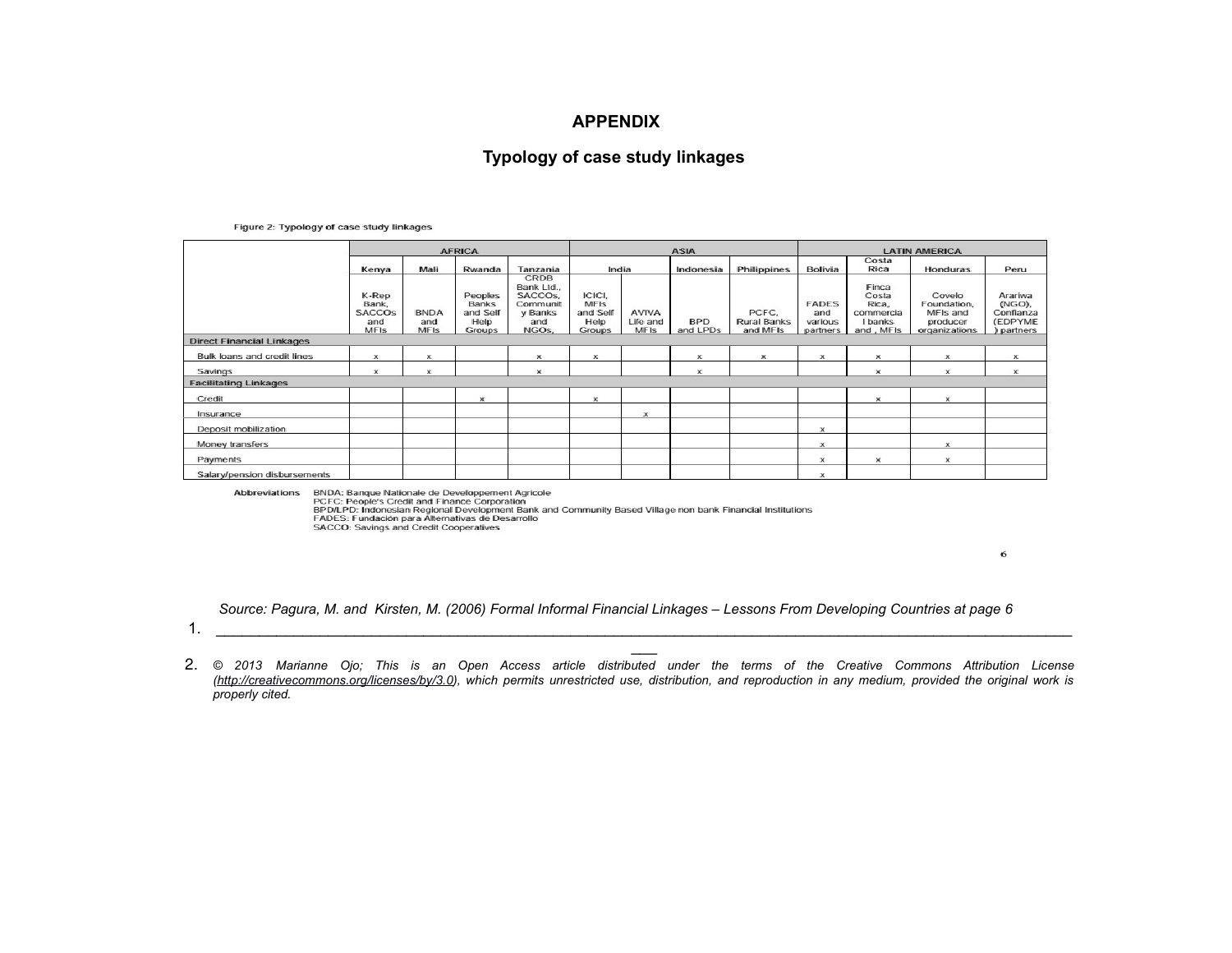# APPENDIX

## Typology of case study linkages

Figure 2: Typology of case study linkages

| | AFRICA | | | | ASIA | | | | LATIN AMERICA | | | |
|---|---|---|---|---|---|---|---|---|---|---|---|---|
| | Kenya | Mali | Rwanda | Tanzania | India | | Indonesia | Philippines | Bolivia | Costa Rica | Honduras | Peru |
| | K-Rep Bank, SACCOs and MFIs | BNDA and MFIs | Peoples Banks and Self Help Groups | CRDB Bank Ltd., SACCOs, Community Banks and NGOs, | ICICI, MFIs and Self Help Groups | AVIVA Life and MFIs | BPD and LPDs | PCFC, Rural Banks and MFIs | FADES and various partners | Finca Costa Rica, commercial banks and , MFIs | Covelo Foundation, MFIs and producer organizations | Arariwa (NGO), Confianza (EDPYME) partners |
| **Direct Financial Linkages** | | | | | | | | | | | | |
| Bulk loans and credit lines | x | x | | x | x | | x | x | x | x | x | x |
| Savings | x | x | | x | | | x | | | x | x | x |
| **Facilitating Linkages** | | | | | | | | | | | | |
| Credit | | | x | | x | | | | | x | x | |
| Insurance | | | | | | x | | | | | | |
| Deposit mobilization | | | | | | | | | x | | | |
| Money transfers | | | | | | | | | x | | x | |
| Payments | | | | | | | | | x | x | x | |
| Salary/pension disbursements | | | | | | | | | x | | | |

**Abbreviations**
BNDA: Banque Nationale de Developpement Agricole
PCFC: People's Credit and Finance Corporation
BPD/LPD: Indonesian Regional Development Bank and Community Based Village non bank Financial Institutions
FADES: Fundación para Alternativas de Desarrollo
SACCO: Savings and Credit Cooperatives

*Source: Pagura, M. and Kirsten, M. (2006) Formal Informal Financial Linkages – Lessons From Developing Countries at page 6*

1. ___

2. *© 2013 Marianne Ojo; This is an Open Access article distributed under the terms of the Creative Commons Attribution License (http://creativecommons.org/licenses/by/3.0), which permits unrestricted use, distribution, and reproduction in any medium, provided the original work is properly cited.*